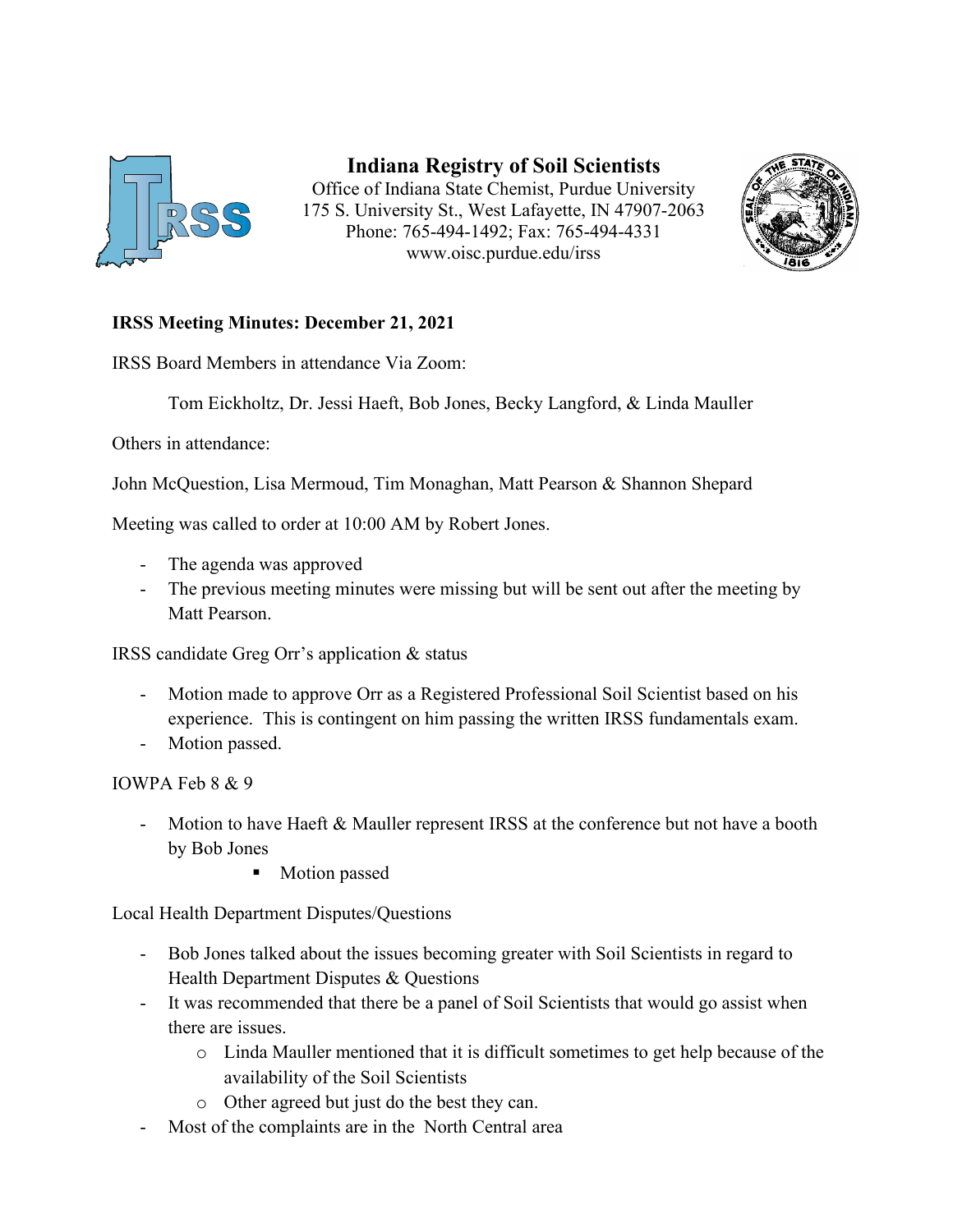# Indiana Registry of Soil Scientists

Office of Indiana State Chemist, Purdue University
175 S. University St., West Lafayette, IN 47907-2063
Phone: 765-494-1492; Fax: 765-494-4331
www.oisc.purdue.edu/irss

**IRSS Meeting Minutes: December 21, 2021**

IRSS Board Members in attendance Via Zoom:

Tom Eickholtz, Dr. Jessi Haeft, Bob Jones, Becky Langford, & Linda Mauller

Others in attendance:

John McQuestion, Lisa Mermoud, Tim Monaghan, Matt Pearson & Shannon Shepard

Meeting was called to order at 10:00 AM by Robert Jones.

- The agenda was approved
- The previous meeting minutes were missing but will be sent out after the meeting by Matt Pearson.

IRSS candidate Greg Orr's application & status

- Motion made to approve Orr as a Registered Professional Soil Scientist based on his experience. This is contingent on him passing the written IRSS fundamentals exam.
- Motion passed.

IOWPA Feb 8 & 9

- Motion to have Haeft & Mauller represent IRSS at the conference but not have a booth by Bob Jones
  - Motion passed

Local Health Department Disputes/Questions

- Bob Jones talked about the issues becoming greater with Soil Scientists in regard to Health Department Disputes & Questions
- It was recommended that there be a panel of Soil Scientists that would go assist when there are issues.
  - Linda Mauller mentioned that it is difficult sometimes to get help because of the availability of the Soil Scientists
  - Other agreed but just do the best they can.
- Most of the complaints are in the North Central area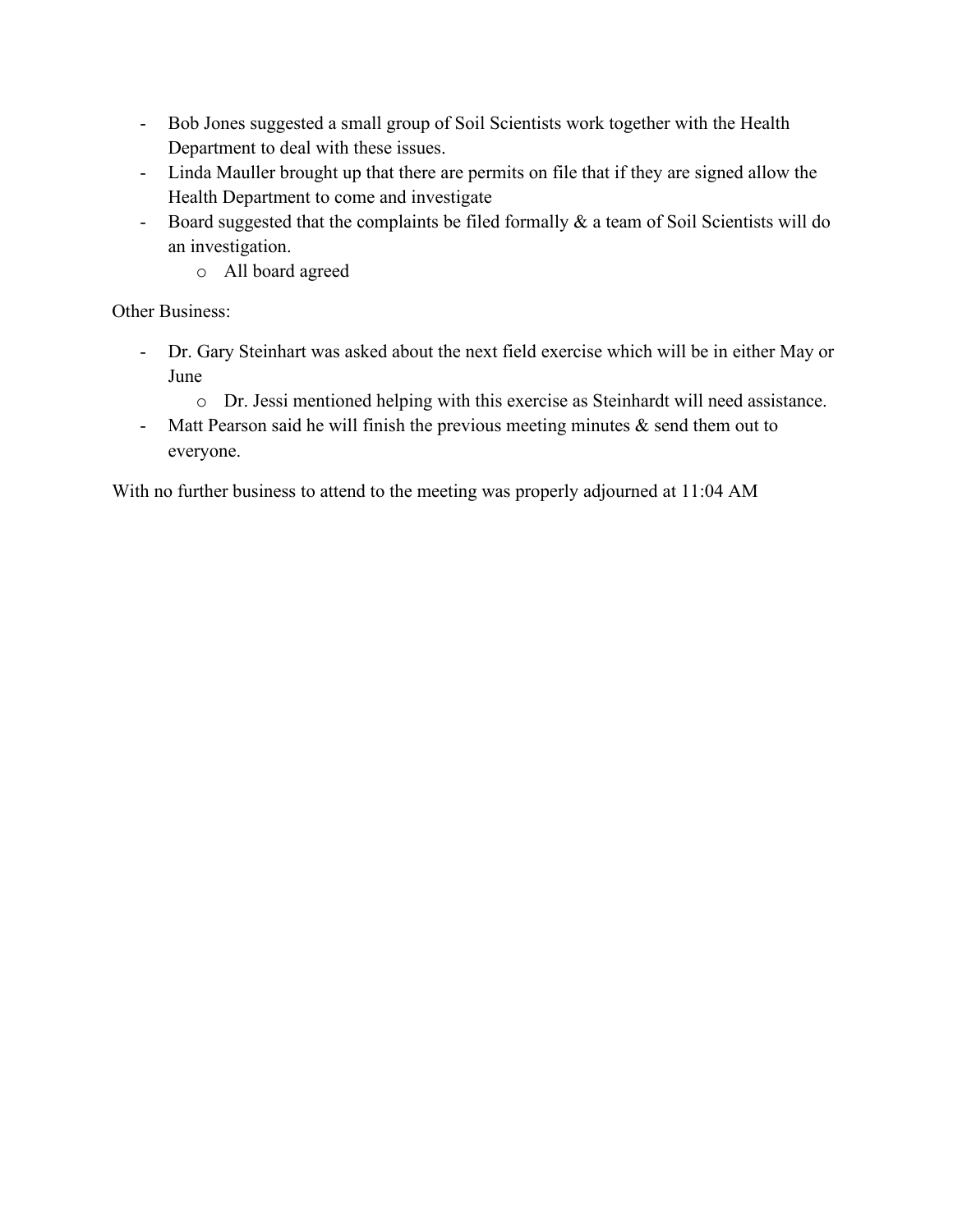- Bob Jones suggested a small group of Soil Scientists work together with the Health Department to deal with these issues.
- Linda Mauller brought up that there are permits on file that if they are signed allow the Health Department to come and investigate
- Board suggested that the complaints be filed formally & a team of Soil Scientists will do an investigation.
    - All board agreed

Other Business:

- Dr. Gary Steinhart was asked about the next field exercise which will be in either May or June
    - Dr. Jessi mentioned helping with this exercise as Steinhardt will need assistance.
- Matt Pearson said he will finish the previous meeting minutes & send them out to everyone.

With no further business to attend to the meeting was properly adjourned at 11:04 AM